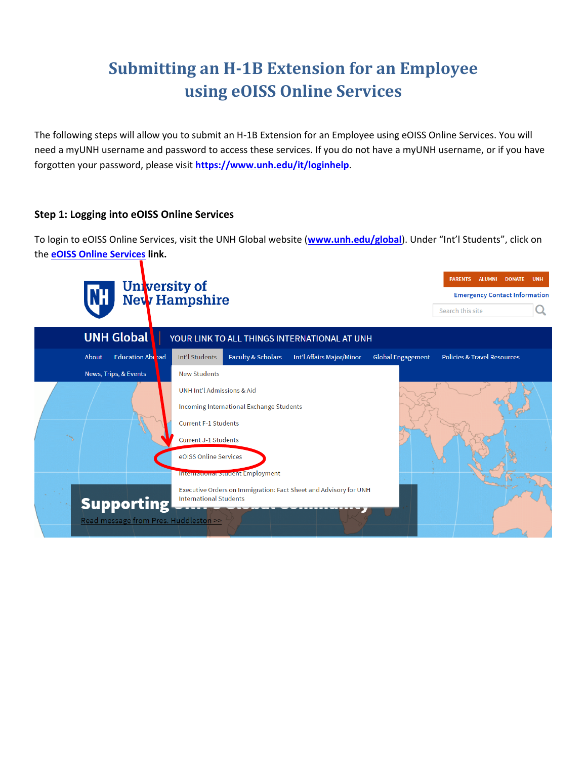# Submitting an H-1B Extension for an Employee using eOISS Online Services

The following steps will allow you to submit an H-1B Extension for an Employee using eOISS Online Services. You will need a myUNH username and password to access these services. If you do not have a myUNH username, or if you have forgotten your password, please visit [https://www.unh.edu/it/loginhelp](https://www.unh.edu/it/loginhelp).

### Step 1: Logging into eOISS Online Services

To login to eOISS Online Services, visit the UNH Global website ([www.unh.edu/global](http://www.unh.edu/global)). Under "Int'l Students", click on the [eOISS Online Services](#) **link.**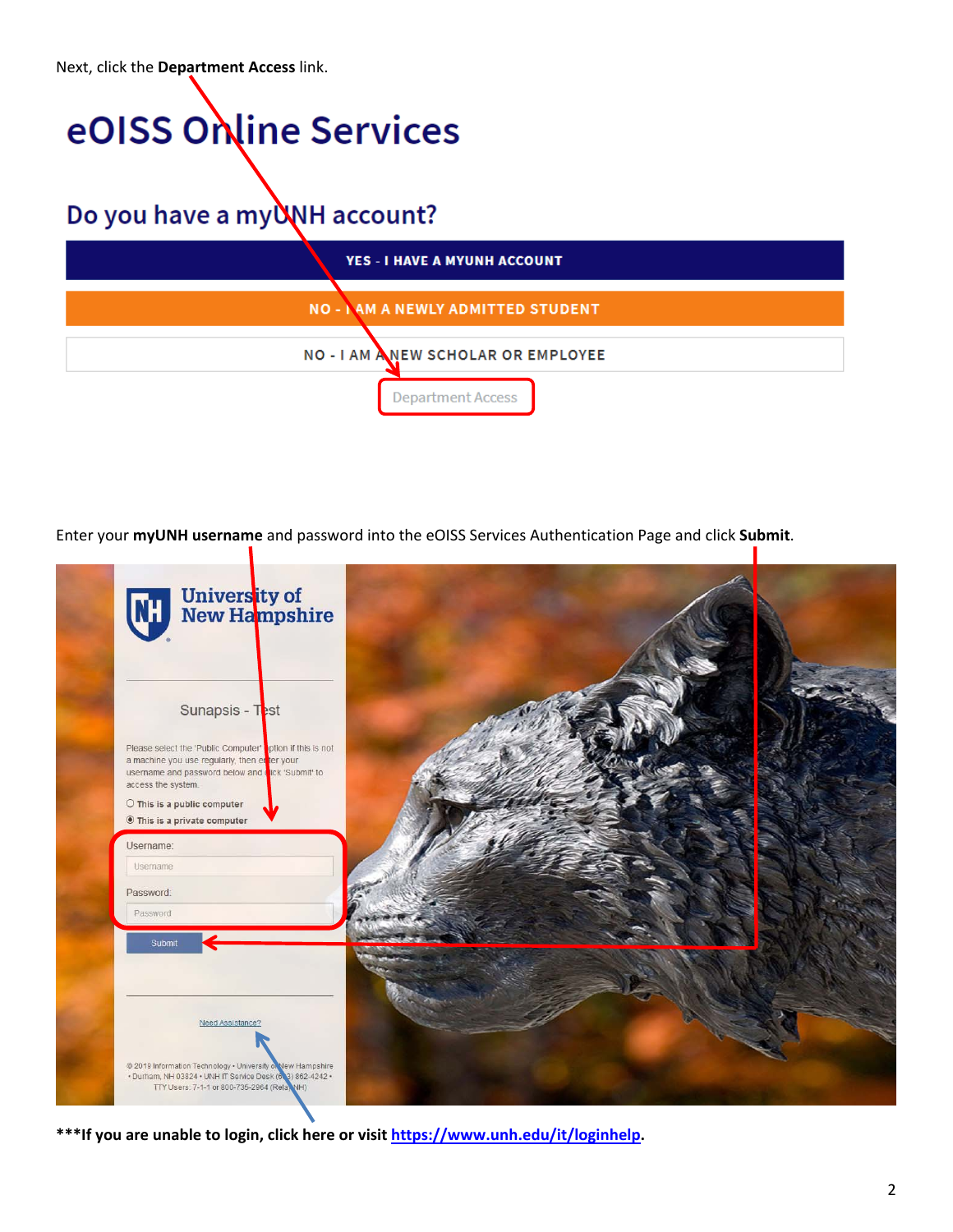Next, click the **Department Access** link.

# eOISS Online Services

## Do you have a myUNH account?

YES - I HAVE A MYUNH ACCOUNT

NO - I AM A NEWLY ADMITTED STUDENT

NO - I AM A NEW SCHOLAR OR EMPLOYEE

Department Access

Enter your **myUNH username** and password into the eOISS Services Authentication Page and click **Submit**.

University of New Hampshire

Sunapsis - Test

Please select the 'Public Computer' option if this is not a machine you use regularly, then enter your username and password below and click 'Submit' to access the system.

This is a public computer

This is a private computer

Username:

Password:

Submit

Need Assistance?

© 2019 Information Technology • University of New Hampshire • Durham, NH 03824 • UNH IT Service Desk (603) 862-4242 • TTY Users: 7-1-1 or 800-735-2964 (Relay NH)

**\*\*\*If you are unable to login, click here or visit [https://www.unh.edu/it/loginhelp](https://www.unh.edu/it/loginhelp).**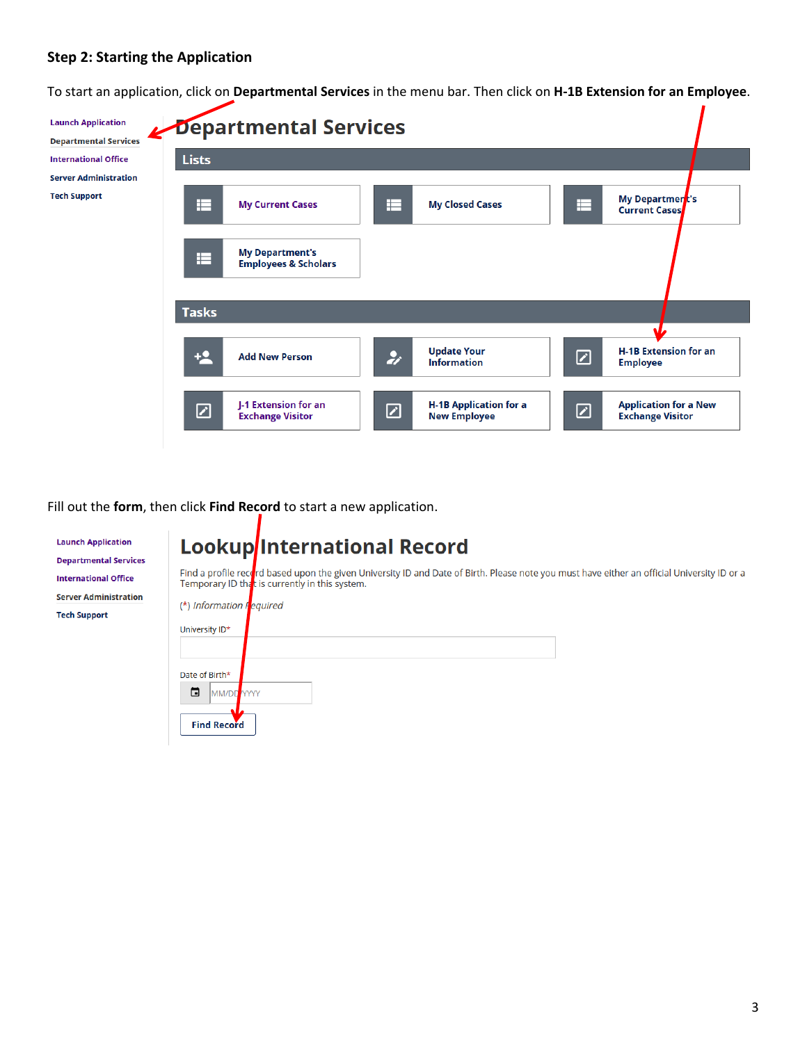### Step 2: Starting the Application

To start an application, click on **Departmental Services** in the menu bar. Then click on **H-1B Extension for an Employee**.

- Launch Application
- Departmental Services
- International Office
- Server Administration
- Tech Support

# Departmental Services

## Lists

- My Current Cases
- My Closed Cases
- My Department's Current Cases
- My Department's Employees & Scholars

## Tasks

- Add New Person
- Update Your Information
- H-1B Extension for an Employee
- J-1 Extension for an Exchange Visitor
- H-1B Application for a New Employee
- Application for a New Exchange Visitor

Fill out the **form**, then click **Find Record** to start a new application.

- Launch Application
- Departmental Services
- International Office
- Server Administration
- Tech Support

# Lookup International Record

Find a profile record based upon the given University ID and Date of Birth. Please note you must have either an official University ID or a Temporary ID that is currently in this system.

(*) *Information Required*

University ID*

Date of Birth*

MM/DD/YYYY

Find Record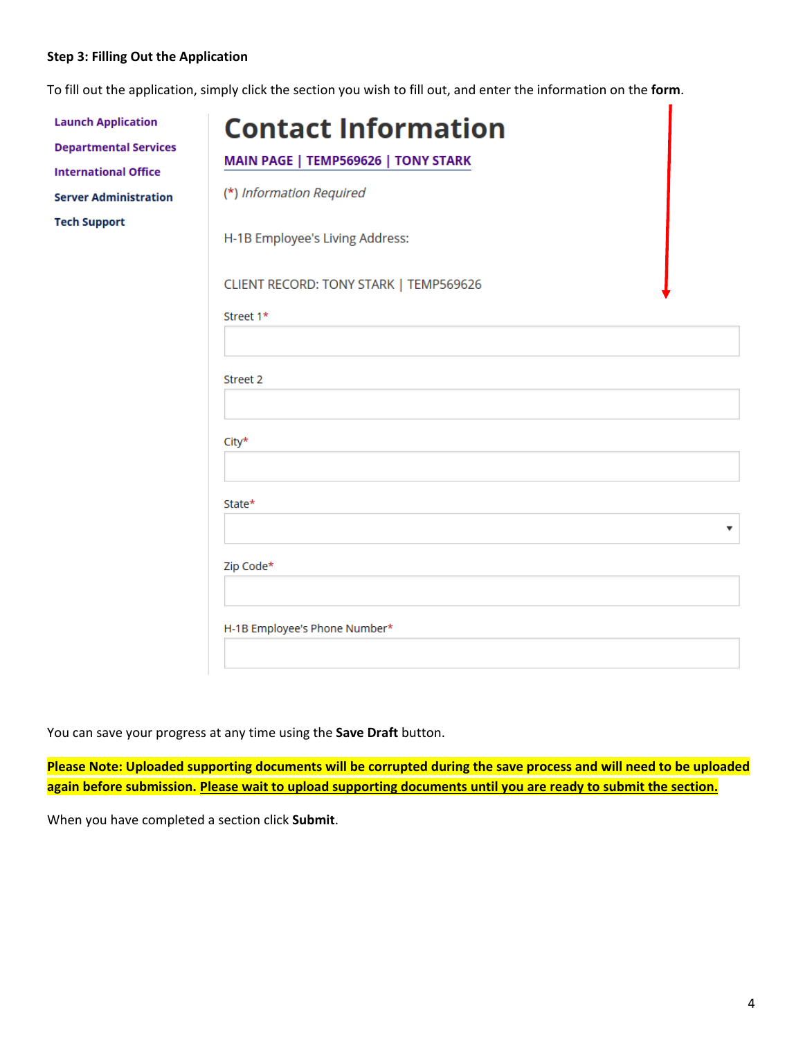**Step 3: Filling Out the Application**

To fill out the application, simply click the section you wish to fill out, and enter the information on the **form**.

Launch Application

Departmental Services

International Office

Server Administration

Tech Support

# Contact Information

MAIN PAGE | TEMP569626 | TONY STARK

(*) *Information Required*

H-1B Employee's Living Address:

CLIENT RECORD: TONY STARK | TEMP569626

Street 1*

Street 2

City*

State*

Zip Code*

H-1B Employee's Phone Number*

You can save your progress at any time using the **Save Draft** button.

**Please Note: Uploaded supporting documents will be corrupted during the save process and will need to be uploaded again before submission. Please wait to upload supporting documents until you are ready to submit the section.**

When you have completed a section click **Submit**.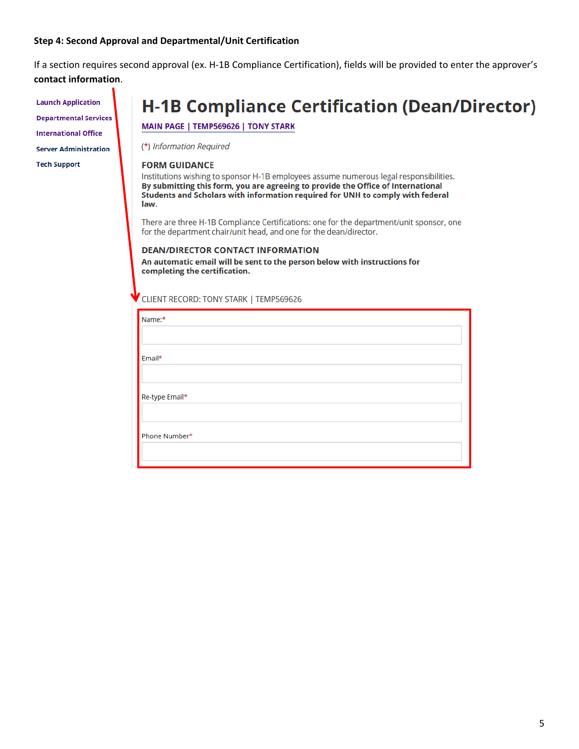**Step 4: Second Approval and Departmental/Unit Certification**

If a section requires second approval (ex. H-1B Compliance Certification), fields will be provided to enter the approver's **contact information**.

- Launch Application
- Departmental Services
- International Office
- Server Administration
- Tech Support

# H-1B Compliance Certification (Dean/Director)

MAIN PAGE | TEMP569626 | TONY STARK

(*) *Information Required*

## FORM GUIDANCE

Institutions wishing to sponsor H-1B employees assume numerous legal responsibilities. **By submitting this form, you are agreeing to provide the Office of International Students and Scholars with information required for UNH to comply with federal law.**

There are three H-1B Compliance Certifications: one for the department/unit sponsor, one for the department chair/unit head, and one for the dean/director.

## DEAN/DIRECTOR CONTACT INFORMATION

**An automatic email will be sent to the person below with instructions for completing the certification.**

CLIENT RECORD: TONY STARK | TEMP569626

Name:*

Email*

Re-type Email*

Phone Number*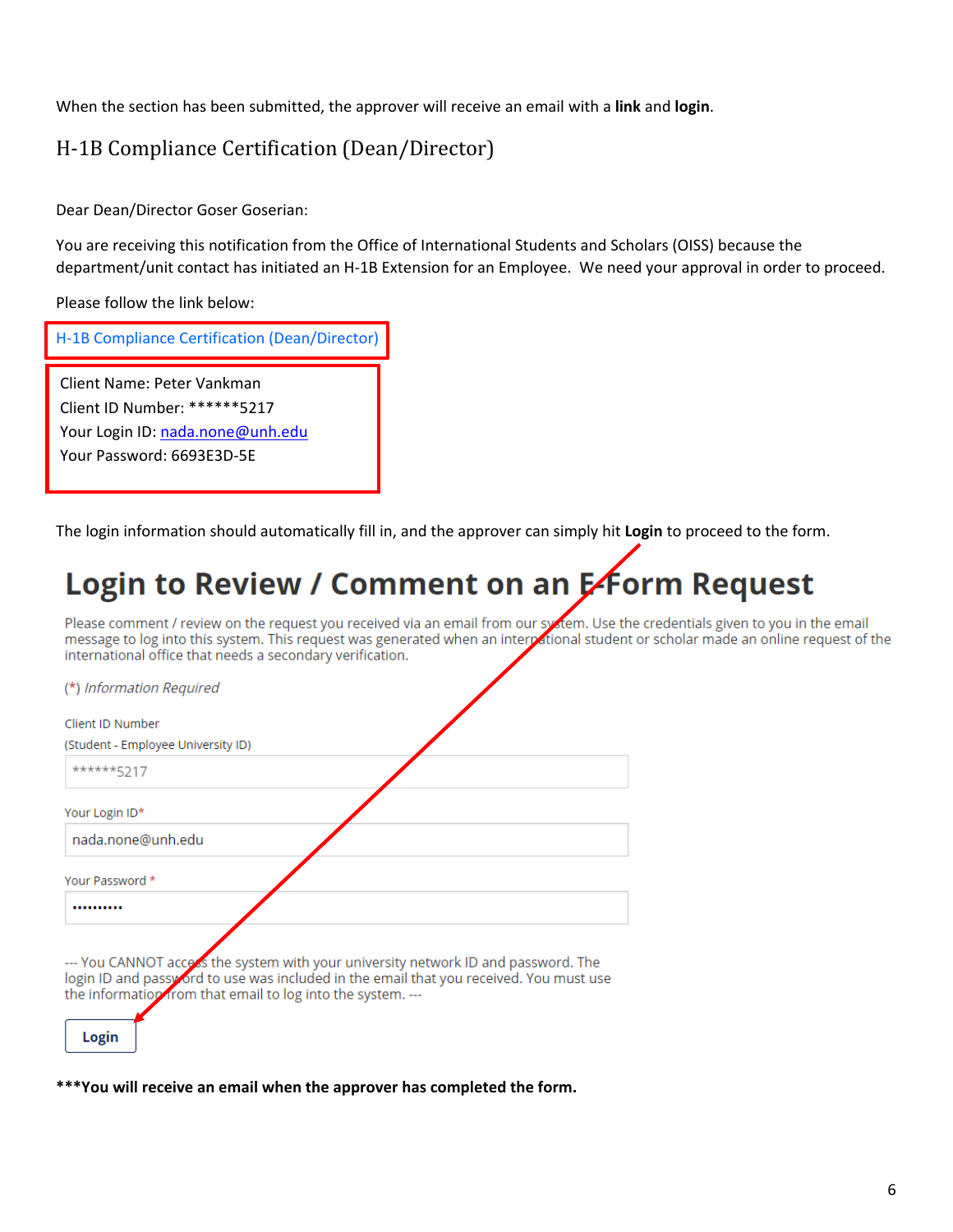When the section has been submitted, the approver will receive an email with a **link** and **login**.

## H-1B Compliance Certification (Dean/Director)

Dear Dean/Director Goser Goserian:

You are receiving this notification from the Office of International Students and Scholars (OISS) because the department/unit contact has initiated an H-1B Extension for an Employee. We need your approval in order to proceed.

Please follow the link below:

H-1B Compliance Certification (Dean/Director)

Client Name: Peter Vankman
Client ID Number: ******5217
Your Login ID: nada.none@unh.edu
Your Password: 6693E3D-5E

The login information should automatically fill in, and the approver can simply hit **Login** to proceed to the form.

# Login to Review / Comment on an E-Form Request

Please comment / review on the request you received via an email from our system. Use the credentials given to you in the email message to log into this system. This request was generated when an international student or scholar made an online request of the international office that needs a secondary verification.

(*) *Information Required*

Client ID Number
(Student - Employee University ID)

******5217

Your Login ID*

nada.none@unh.edu

Your Password *

••••••••••

--- You CANNOT access the system with your university network ID and password. The login ID and password to use was included in the email that you received. You must use the information from that email to log into the system. ---

Login

*****You will receive an email when the approver has completed the form.**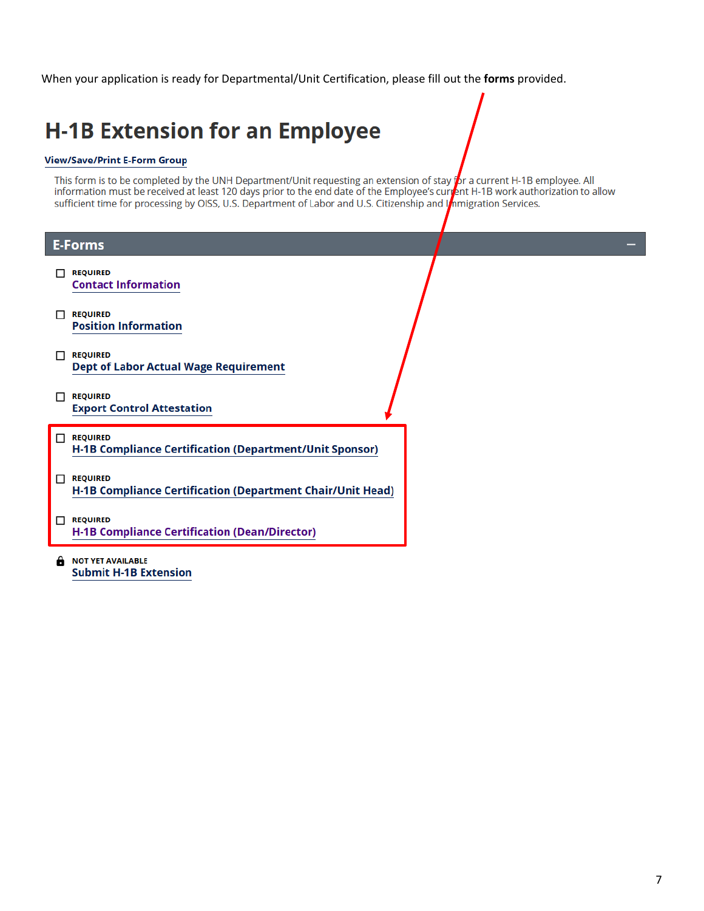When your application is ready for Departmental/Unit Certification, please fill out the **forms** provided.

# H-1B Extension for an Employee

View/Save/Print E-Form Group

This form is to be completed by the UNH Department/Unit requesting an extension of stay for a current H-1B employee. All information must be received at least 120 days prior to the end date of the Employee's current H-1B work authorization to allow sufficient time for processing by OISS, U.S. Department of Labor and U.S. Citizenship and Immigration Services.

## E-Forms

- ☐ REQUIRED
  Contact Information
- ☐ REQUIRED
  Position Information
- ☐ REQUIRED
  Dept of Labor Actual Wage Requirement
- ☐ REQUIRED
  Export Control Attestation
- ☐ REQUIRED
  H-1B Compliance Certification (Department/Unit Sponsor)
- ☐ REQUIRED
  H-1B Compliance Certification (Department Chair/Unit Head)
- ☐ REQUIRED
  H-1B Compliance Certification (Dean/Director)
- NOT YET AVAILABLE
  Submit H-1B Extension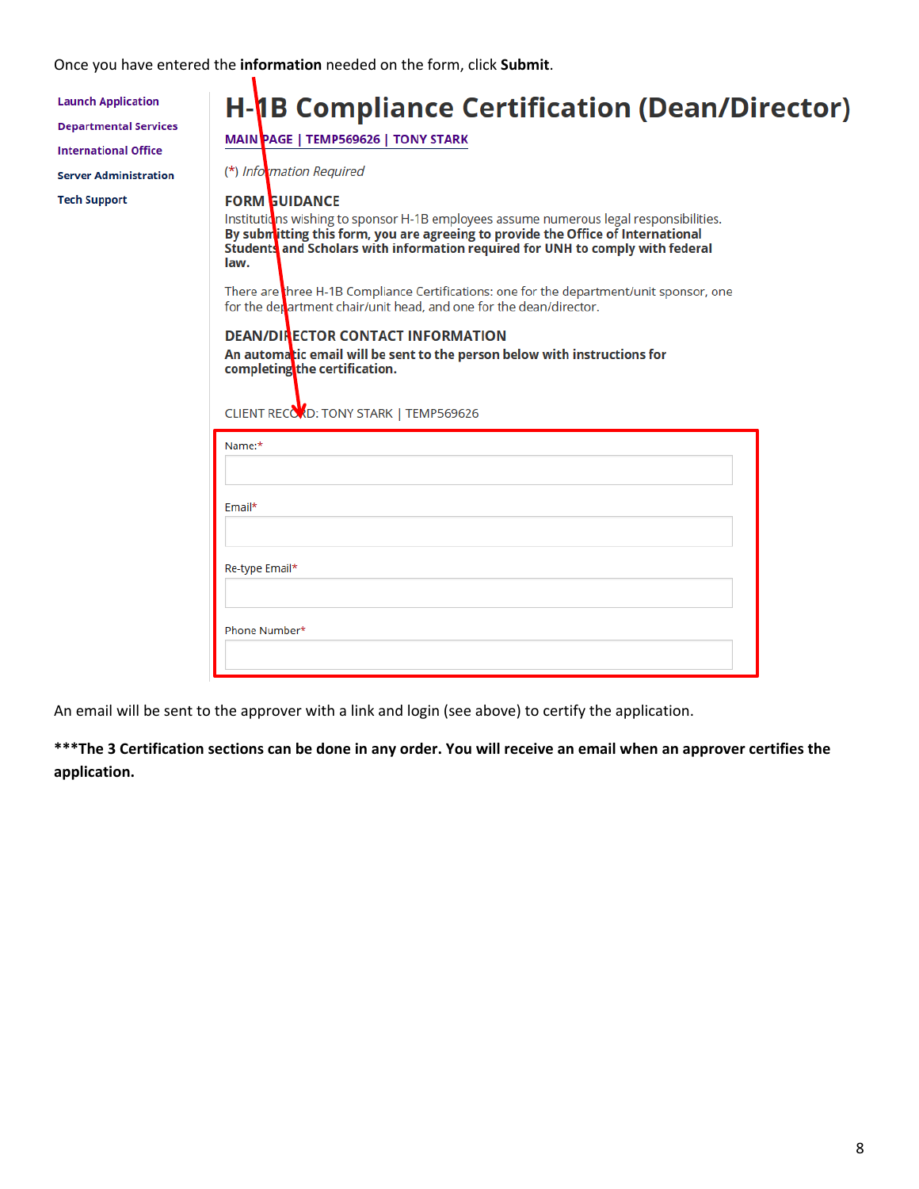Once you have entered the **information** needed on the form, click **Submit**.

Launch Application
Departmental Services
International Office
Server Administration
Tech Support

# H-1B Compliance Certification (Dean/Director)

MAIN PAGE | TEMP569626 | TONY STARK

(*) *Information Required*

### FORM GUIDANCE

Institutions wishing to sponsor H-1B employees assume numerous legal responsibilities. **By submitting this form, you are agreeing to provide the Office of International Students and Scholars with information required for UNH to comply with federal law.**

There are three H-1B Compliance Certifications: one for the department/unit sponsor, one for the department chair/unit head, and one for the dean/director.

### DEAN/DIRECTOR CONTACT INFORMATION

**An automatic email will be sent to the person below with instructions for completing the certification.**

CLIENT RECORD: TONY STARK | TEMP569626

Name:*

Email*

Re-type Email*

Phone Number*

An email will be sent to the approver with a link and login (see above) to certify the application.

**\*\*\*The 3 Certification sections can be done in any order. You will receive an email when an approver certifies the application.**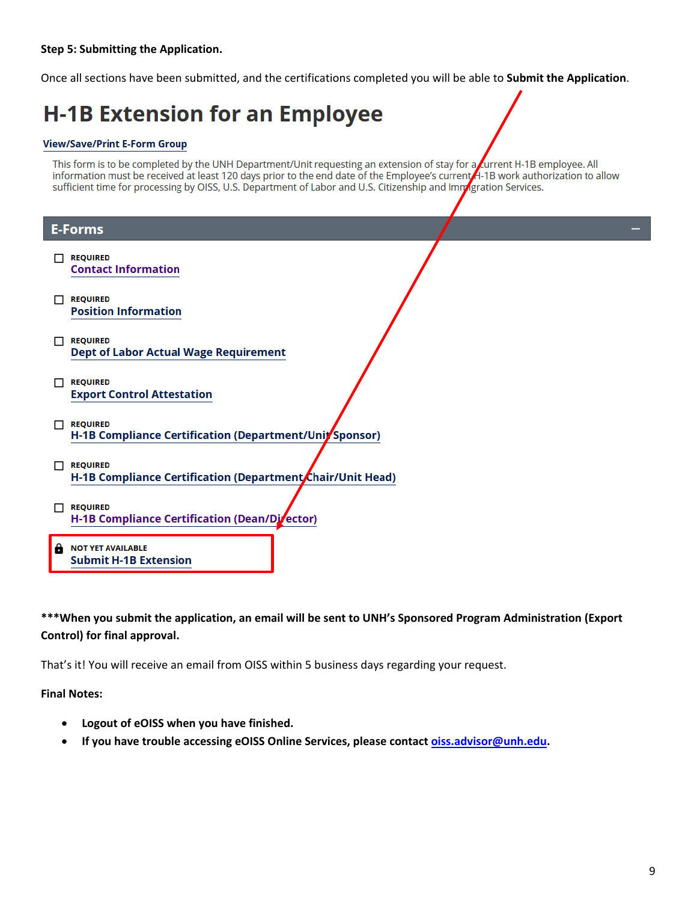**Step 5: Submitting the Application.**

Once all sections have been submitted, and the certifications completed you will be able to **Submit the Application**.

# H-1B Extension for an Employee

View/Save/Print E-Form Group

This form is to be completed by the UNH Department/Unit requesting an extension of stay for a current H-1B employee. All information must be received at least 120 days prior to the end date of the Employee's current H-1B work authorization to allow sufficient time for processing by OISS, U.S. Department of Labor and U.S. Citizenship and Immigration Services.

## E-Forms

- REQUIRED
  Contact Information
- REQUIRED
  Position Information
- REQUIRED
  Dept of Labor Actual Wage Requirement
- REQUIRED
  Export Control Attestation
- REQUIRED
  H-1B Compliance Certification (Department/Unit Sponsor)
- REQUIRED
  H-1B Compliance Certification (Department Chair/Unit Head)
- REQUIRED
  H-1B Compliance Certification (Dean/Director)
- NOT YET AVAILABLE
  Submit H-1B Extension

**\*\*\*When you submit the application, an email will be sent to UNH's Sponsored Program Administration (Export Control) for final approval.**

That's it! You will receive an email from OISS within 5 business days regarding your request.

**Final Notes:**

- **Logout of eOISS when you have finished.**
- **If you have trouble accessing eOISS Online Services, please contact oiss.advisor@unh.edu.**